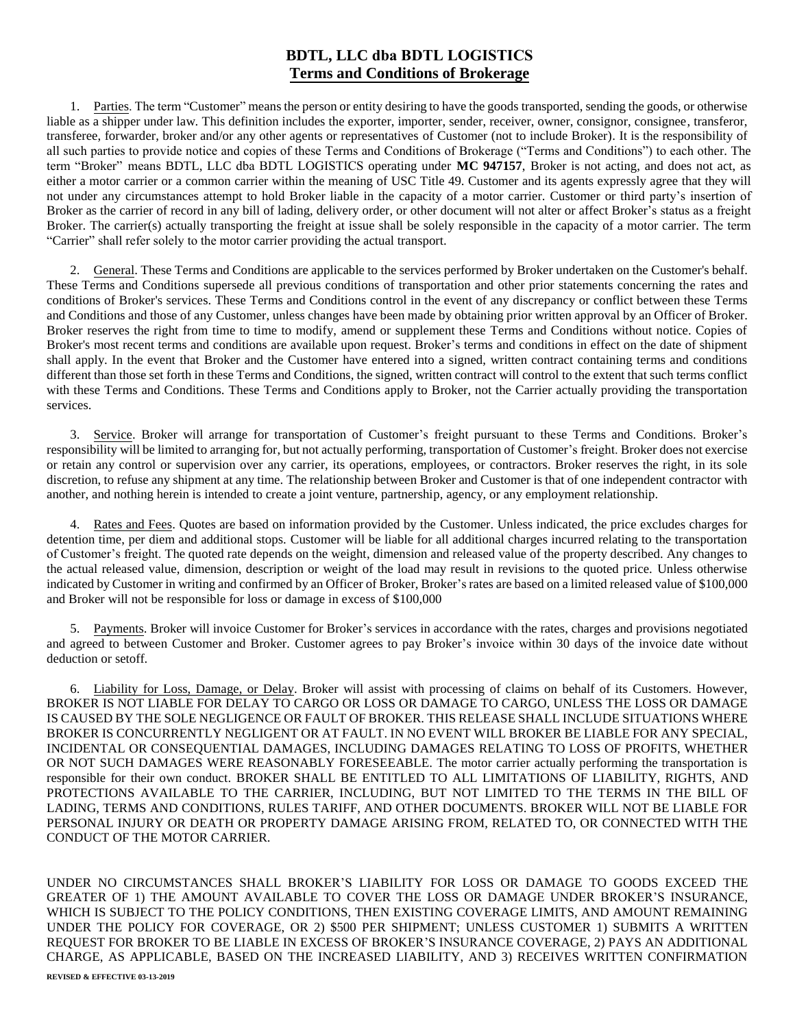# BDTL, LLC dba BDTL LOGISTICS

## Terms and Conditions of Brokerage

1. Parties. The term "Customer" means the person or entity desiring to have the goods transported, sending the goods, or otherwise liable as a shipper under law. This definition includes the exporter, importer, sender, receiver, owner, consignor, consignee, transferor, transferee, forwarder, broker and/or any other agents or representatives of Customer (not to include Broker). It is the responsibility of all such parties to provide notice and copies of these Terms and Conditions of Brokerage ("Terms and Conditions") to each other. The term "Broker" means BDTL, LLC dba BDTL LOGISTICS operating under **MC 947157**, Broker is not acting, and does not act, as either a motor carrier or a common carrier within the meaning of USC Title 49. Customer and its agents expressly agree that they will not under any circumstances attempt to hold Broker liable in the capacity of a motor carrier. Customer or third party's insertion of Broker as the carrier of record in any bill of lading, delivery order, or other document will not alter or affect Broker's status as a freight Broker. The carrier(s) actually transporting the freight at issue shall be solely responsible in the capacity of a motor carrier. The term "Carrier" shall refer solely to the motor carrier providing the actual transport.

2. General. These Terms and Conditions are applicable to the services performed by Broker undertaken on the Customer's behalf. These Terms and Conditions supersede all previous conditions of transportation and other prior statements concerning the rates and conditions of Broker's services. These Terms and Conditions control in the event of any discrepancy or conflict between these Terms and Conditions and those of any Customer, unless changes have been made by obtaining prior written approval by an Officer of Broker. Broker reserves the right from time to time to modify, amend or supplement these Terms and Conditions without notice. Copies of Broker's most recent terms and conditions are available upon request. Broker's terms and conditions in effect on the date of shipment shall apply. In the event that Broker and the Customer have entered into a signed, written contract containing terms and conditions different than those set forth in these Terms and Conditions, the signed, written contract will control to the extent that such terms conflict with these Terms and Conditions. These Terms and Conditions apply to Broker, not the Carrier actually providing the transportation services.

3. Service. Broker will arrange for transportation of Customer's freight pursuant to these Terms and Conditions. Broker's responsibility will be limited to arranging for, but not actually performing, transportation of Customer's freight. Broker does not exercise or retain any control or supervision over any carrier, its operations, employees, or contractors. Broker reserves the right, in its sole discretion, to refuse any shipment at any time. The relationship between Broker and Customer is that of one independent contractor with another, and nothing herein is intended to create a joint venture, partnership, agency, or any employment relationship.

4. Rates and Fees. Quotes are based on information provided by the Customer. Unless indicated, the price excludes charges for detention time, per diem and additional stops. Customer will be liable for all additional charges incurred relating to the transportation of Customer's freight. The quoted rate depends on the weight, dimension and released value of the property described. Any changes to the actual released value, dimension, description or weight of the load may result in revisions to the quoted price. Unless otherwise indicated by Customer in writing and confirmed by an Officer of Broker, Broker's rates are based on a limited released value of $100,000 and Broker will not be responsible for loss or damage in excess of $100,000

5. Payments. Broker will invoice Customer for Broker's services in accordance with the rates, charges and provisions negotiated and agreed to between Customer and Broker. Customer agrees to pay Broker's invoice within 30 days of the invoice date without deduction or setoff.

6. Liability for Loss, Damage, or Delay. Broker will assist with processing of claims on behalf of its Customers. However, BROKER IS NOT LIABLE FOR DELAY TO CARGO OR LOSS OR DAMAGE TO CARGO, UNLESS THE LOSS OR DAMAGE IS CAUSED BY THE SOLE NEGLIGENCE OR FAULT OF BROKER. THIS RELEASE SHALL INCLUDE SITUATIONS WHERE BROKER IS CONCURRENTLY NEGLIGENT OR AT FAULT. IN NO EVENT WILL BROKER BE LIABLE FOR ANY SPECIAL, INCIDENTAL OR CONSEQUENTIAL DAMAGES, INCLUDING DAMAGES RELATING TO LOSS OF PROFITS, WHETHER OR NOT SUCH DAMAGES WERE REASONABLY FORESEEABLE. The motor carrier actually performing the transportation is responsible for their own conduct. BROKER SHALL BE ENTITLED TO ALL LIMITATIONS OF LIABILITY, RIGHTS, AND PROTECTIONS AVAILABLE TO THE CARRIER, INCLUDING, BUT NOT LIMITED TO THE TERMS IN THE BILL OF LADING, TERMS AND CONDITIONS, RULES TARIFF, AND OTHER DOCUMENTS. BROKER WILL NOT BE LIABLE FOR PERSONAL INJURY OR DEATH OR PROPERTY DAMAGE ARISING FROM, RELATED TO, OR CONNECTED WITH THE CONDUCT OF THE MOTOR CARRIER.

UNDER NO CIRCUMSTANCES SHALL BROKER'S LIABILITY FOR LOSS OR DAMAGE TO GOODS EXCEED THE GREATER OF 1) THE AMOUNT AVAILABLE TO COVER THE LOSS OR DAMAGE UNDER BROKER'S INSURANCE, WHICH IS SUBJECT TO THE POLICY CONDITIONS, THEN EXISTING COVERAGE LIMITS, AND AMOUNT REMAINING UNDER THE POLICY FOR COVERAGE, OR 2) $500 PER SHIPMENT; UNLESS CUSTOMER 1) SUBMITS A WRITTEN REQUEST FOR BROKER TO BE LIABLE IN EXCESS OF BROKER'S INSURANCE COVERAGE, 2) PAYS AN ADDITIONAL CHARGE, AS APPLICABLE, BASED ON THE INCREASED LIABILITY, AND 3) RECEIVES WRITTEN CONFIRMATION

**REVISED & EFFECTIVE 03-13-2019**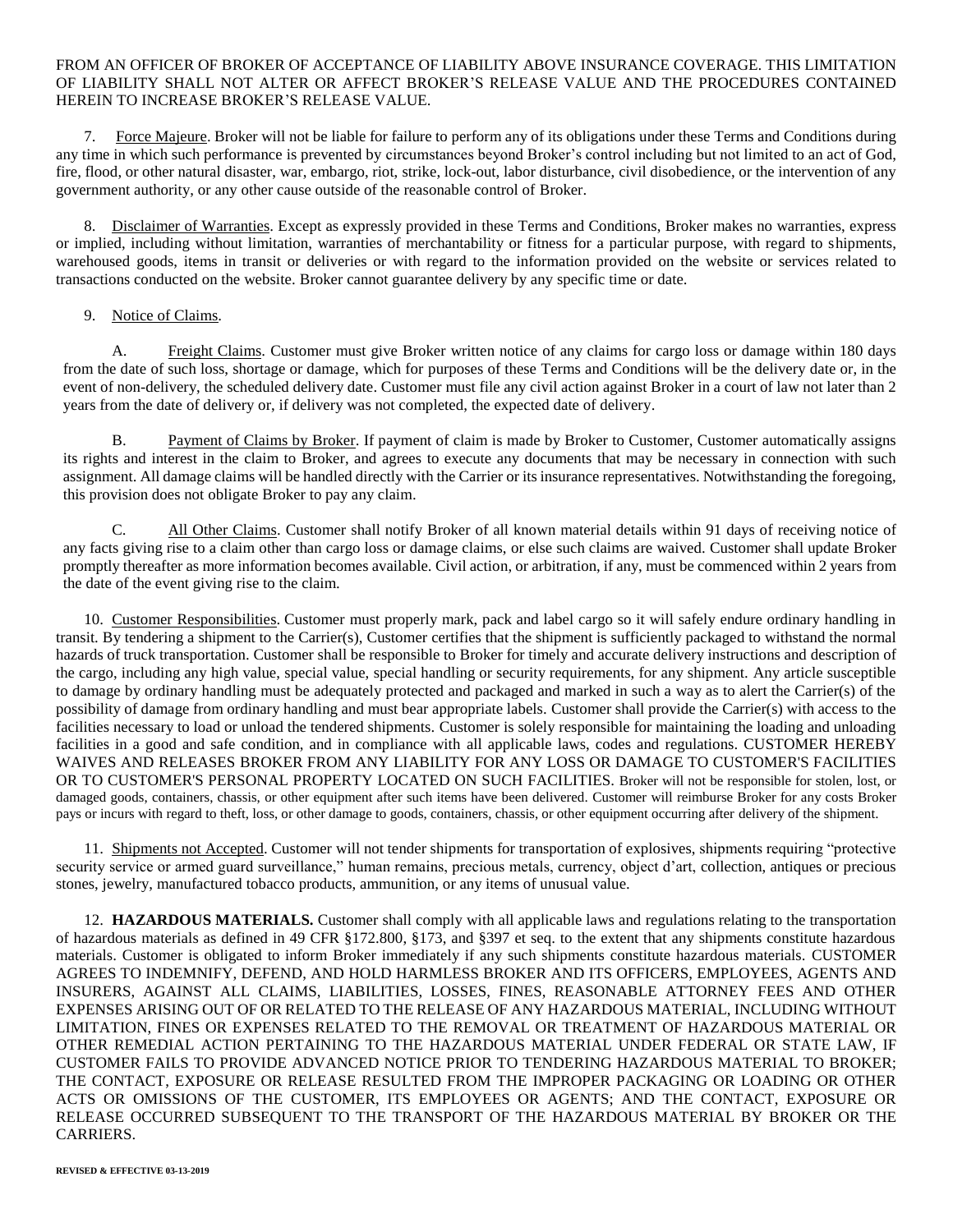FROM AN OFFICER OF BROKER OF ACCEPTANCE OF LIABILITY ABOVE INSURANCE COVERAGE. THIS LIMITATION OF LIABILITY SHALL NOT ALTER OR AFFECT BROKER'S RELEASE VALUE AND THE PROCEDURES CONTAINED HEREIN TO INCREASE BROKER'S RELEASE VALUE.

7. Force Majeure. Broker will not be liable for failure to perform any of its obligations under these Terms and Conditions during any time in which such performance is prevented by circumstances beyond Broker's control including but not limited to an act of God, fire, flood, or other natural disaster, war, embargo, riot, strike, lock-out, labor disturbance, civil disobedience, or the intervention of any government authority, or any other cause outside of the reasonable control of Broker.

8. Disclaimer of Warranties. Except as expressly provided in these Terms and Conditions, Broker makes no warranties, express or implied, including without limitation, warranties of merchantability or fitness for a particular purpose, with regard to shipments, warehoused goods, items in transit or deliveries or with regard to the information provided on the website or services related to transactions conducted on the website. Broker cannot guarantee delivery by any specific time or date.

9. Notice of Claims.

A. Freight Claims. Customer must give Broker written notice of any claims for cargo loss or damage within 180 days from the date of such loss, shortage or damage, which for purposes of these Terms and Conditions will be the delivery date or, in the event of non-delivery, the scheduled delivery date. Customer must file any civil action against Broker in a court of law not later than 2 years from the date of delivery or, if delivery was not completed, the expected date of delivery.

B. Payment of Claims by Broker. If payment of claim is made by Broker to Customer, Customer automatically assigns its rights and interest in the claim to Broker, and agrees to execute any documents that may be necessary in connection with such assignment. All damage claims will be handled directly with the Carrier or its insurance representatives. Notwithstanding the foregoing, this provision does not obligate Broker to pay any claim.

C. All Other Claims. Customer shall notify Broker of all known material details within 91 days of receiving notice of any facts giving rise to a claim other than cargo loss or damage claims, or else such claims are waived. Customer shall update Broker promptly thereafter as more information becomes available. Civil action, or arbitration, if any, must be commenced within 2 years from the date of the event giving rise to the claim.

10. Customer Responsibilities. Customer must properly mark, pack and label cargo so it will safely endure ordinary handling in transit. By tendering a shipment to the Carrier(s), Customer certifies that the shipment is sufficiently packaged to withstand the normal hazards of truck transportation. Customer shall be responsible to Broker for timely and accurate delivery instructions and description of the cargo, including any high value, special value, special handling or security requirements, for any shipment. Any article susceptible to damage by ordinary handling must be adequately protected and packaged and marked in such a way as to alert the Carrier(s) of the possibility of damage from ordinary handling and must bear appropriate labels. Customer shall provide the Carrier(s) with access to the facilities necessary to load or unload the tendered shipments. Customer is solely responsible for maintaining the loading and unloading facilities in a good and safe condition, and in compliance with all applicable laws, codes and regulations. CUSTOMER HEREBY WAIVES AND RELEASES BROKER FROM ANY LIABILITY FOR ANY LOSS OR DAMAGE TO CUSTOMER'S FACILITIES OR TO CUSTOMER'S PERSONAL PROPERTY LOCATED ON SUCH FACILITIES. Broker will not be responsible for stolen, lost, or damaged goods, containers, chassis, or other equipment after such items have been delivered. Customer will reimburse Broker for any costs Broker pays or incurs with regard to theft, loss, or other damage to goods, containers, chassis, or other equipment occurring after delivery of the shipment.

11. Shipments not Accepted. Customer will not tender shipments for transportation of explosives, shipments requiring "protective security service or armed guard surveillance," human remains, precious metals, currency, object d'art, collection, antiques or precious stones, jewelry, manufactured tobacco products, ammunition, or any items of unusual value.

12. **HAZARDOUS MATERIALS.** Customer shall comply with all applicable laws and regulations relating to the transportation of hazardous materials as defined in 49 CFR §172.800, §173, and §397 et seq. to the extent that any shipments constitute hazardous materials. Customer is obligated to inform Broker immediately if any such shipments constitute hazardous materials. CUSTOMER AGREES TO INDEMNIFY, DEFEND, AND HOLD HARMLESS BROKER AND ITS OFFICERS, EMPLOYEES, AGENTS AND INSURERS, AGAINST ALL CLAIMS, LIABILITIES, LOSSES, FINES, REASONABLE ATTORNEY FEES AND OTHER EXPENSES ARISING OUT OF OR RELATED TO THE RELEASE OF ANY HAZARDOUS MATERIAL, INCLUDING WITHOUT LIMITATION, FINES OR EXPENSES RELATED TO THE REMOVAL OR TREATMENT OF HAZARDOUS MATERIAL OR OTHER REMEDIAL ACTION PERTAINING TO THE HAZARDOUS MATERIAL UNDER FEDERAL OR STATE LAW, IF CUSTOMER FAILS TO PROVIDE ADVANCED NOTICE PRIOR TO TENDERING HAZARDOUS MATERIAL TO BROKER; THE CONTACT, EXPOSURE OR RELEASE RESULTED FROM THE IMPROPER PACKAGING OR LOADING OR OTHER ACTS OR OMISSIONS OF THE CUSTOMER, ITS EMPLOYEES OR AGENTS; AND THE CONTACT, EXPOSURE OR RELEASE OCCURRED SUBSEQUENT TO THE TRANSPORT OF THE HAZARDOUS MATERIAL BY BROKER OR THE CARRIERS.

**REVISED & EFFECTIVE 03-13-2019**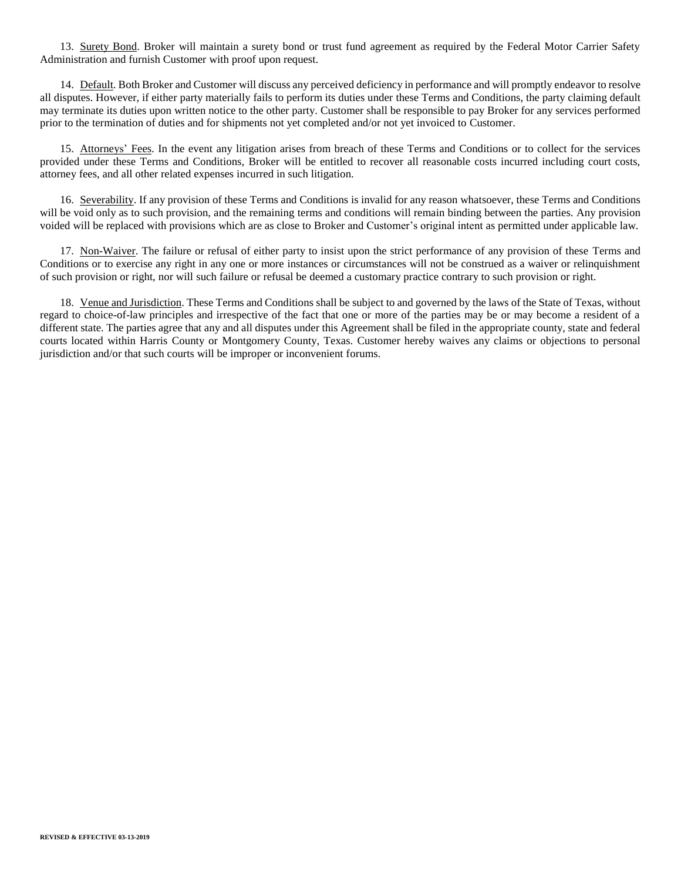13. Surety Bond. Broker will maintain a surety bond or trust fund agreement as required by the Federal Motor Carrier Safety Administration and furnish Customer with proof upon request.

14. Default. Both Broker and Customer will discuss any perceived deficiency in performance and will promptly endeavor to resolve all disputes. However, if either party materially fails to perform its duties under these Terms and Conditions, the party claiming default may terminate its duties upon written notice to the other party. Customer shall be responsible to pay Broker for any services performed prior to the termination of duties and for shipments not yet completed and/or not yet invoiced to Customer.

15. Attorneys' Fees. In the event any litigation arises from breach of these Terms and Conditions or to collect for the services provided under these Terms and Conditions, Broker will be entitled to recover all reasonable costs incurred including court costs, attorney fees, and all other related expenses incurred in such litigation.

16. Severability. If any provision of these Terms and Conditions is invalid for any reason whatsoever, these Terms and Conditions will be void only as to such provision, and the remaining terms and conditions will remain binding between the parties. Any provision voided will be replaced with provisions which are as close to Broker and Customer's original intent as permitted under applicable law.

17. Non-Waiver. The failure or refusal of either party to insist upon the strict performance of any provision of these Terms and Conditions or to exercise any right in any one or more instances or circumstances will not be construed as a waiver or relinquishment of such provision or right, nor will such failure or refusal be deemed a customary practice contrary to such provision or right.

18. Venue and Jurisdiction. These Terms and Conditions shall be subject to and governed by the laws of the State of Texas, without regard to choice-of-law principles and irrespective of the fact that one or more of the parties may be or may become a resident of a different state. The parties agree that any and all disputes under this Agreement shall be filed in the appropriate county, state and federal courts located within Harris County or Montgomery County, Texas. Customer hereby waives any claims or objections to personal jurisdiction and/or that such courts will be improper or inconvenient forums.

**REVISED & EFFECTIVE 03-13-2019**